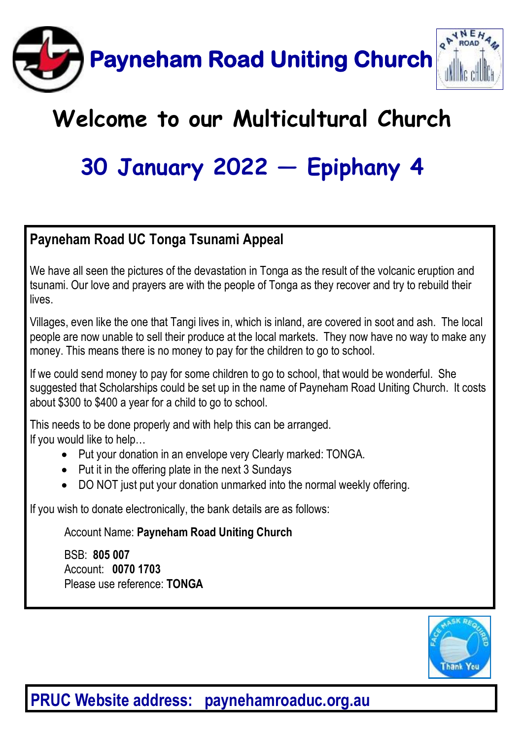# Payneham Road Uniting Church

## Welcome to our Multicultural Church

## 30 January 2022 — Epiphany 4

### Payneham Road UC Tonga Tsunami Appeal

We have all seen the pictures of the devastation in Tonga as the result of the volcanic eruption and tsunami. Our love and prayers are with the people of Tonga as they recover and try to rebuild their lives.

Villages, even like the one that Tangi lives in, which is inland, are covered in soot and ash. The local people are now unable to sell their produce at the local markets. They now have no way to make any money. This means there is no money to pay for the children to go to school.

If we could send money to pay for some children to go to school, that would be wonderful. She suggested that Scholarships could be set up in the name of Payneham Road Uniting Church. It costs about $300 to $400 a year for a child to go to school.

This needs to be done properly and with help this can be arranged.
If you would like to help…

- Put your donation in an envelope very Clearly marked: TONGA.
- Put it in the offering plate in the next 3 Sundays
- DO NOT just put your donation unmarked into the normal weekly offering.

If you wish to donate electronically, the bank details are as follows:

Account Name: **Payneham Road Uniting Church**

BSB: **805 007**
Account: **0070 1703**
Please use reference: **TONGA**

FACE MASK REQUIRED
Thank You

**PRUC Website address: paynehamroaduc.org.au**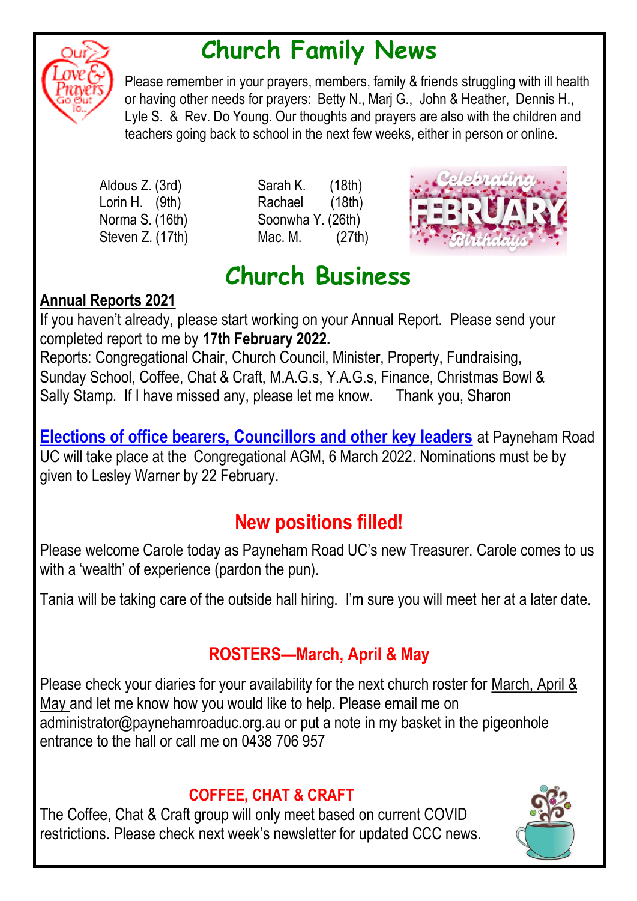# Church Family News

Please remember in your prayers, members, family & friends struggling with ill health or having other needs for prayers: Betty N., Marj G., John & Heather, Dennis H., Lyle S. & Rev. Do Young. Our thoughts and prayers are also with the children and teachers going back to school in the next few weeks, either in person or online.

Aldous Z. (3rd)
Lorin H. (9th)
Norma S. (16th)
Steven Z. (17th)
Sarah K. (18th)
Rachael (18th)
Soonwha Y. (26th)
Mac. M. (27th)

# Church Business

**Annual Reports 2021**

If you haven't already, please start working on your Annual Report. Please send your completed report to me by **17th February 2022.**
Reports: Congregational Chair, Church Council, Minister, Property, Fundraising, Sunday School, Coffee, Chat & Craft, M.A.G.s, Y.A.G.s, Finance, Christmas Bowl & Sally Stamp. If I have missed any, please let me know. Thank you, Sharon

**Elections of office bearers, Councillors and other key leaders** at Payneham Road UC will take place at the Congregational AGM, 6 March 2022. Nominations must be by given to Lesley Warner by 22 February.

## New positions filled!

Please welcome Carole today as Payneham Road UC's new Treasurer. Carole comes to us with a 'wealth' of experience (pardon the pun).

Tania will be taking care of the outside hall hiring. I'm sure you will meet her at a later date.

## ROSTERS—March, April & May

Please check your diaries for your availability for the next church roster for March, April & May and let me know how you would like to help. Please email me on administrator@paynehamroaduc.org.au or put a note in my basket in the pigeonhole entrance to the hall or call me on 0438 706 957

## COFFEE, CHAT & CRAFT

The Coffee, Chat & Craft group will only meet based on current COVID restrictions. Please check next week's newsletter for updated CCC news.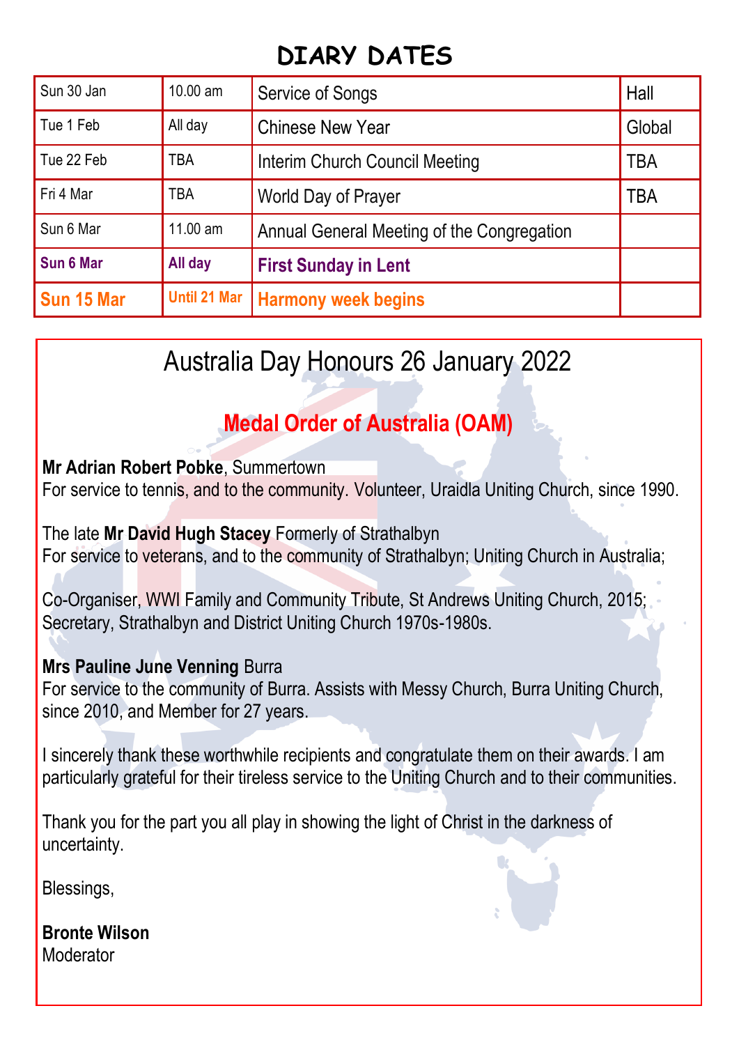# DIARY DATES

| | | | |
|---|---|---|---|
| Sun 30 Jan | 10.00 am | Service of Songs | Hall |
| Tue 1 Feb | All day | Chinese New Year | Global |
| Tue 22 Feb | TBA | Interim Church Council Meeting | TBA |
| Fri 4 Mar | TBA | World Day of Prayer | TBA |
| Sun 6 Mar | 11.00 am | Annual General Meeting of the Congregation | |
| **Sun 6 Mar** | **All day** | **First Sunday in Lent** | |
| **Sun 15 Mar** | **Until 21 Mar** | **Harmony week begins** | |

## Australia Day Honours 26 January 2022

### Medal Order of Australia (OAM)

**Mr Adrian Robert Pobke**, Summertown
For service to tennis, and to the community. Volunteer, Uraidla Uniting Church, since 1990.

The late **Mr David Hugh Stacey** Formerly of Strathalbyn
For service to veterans, and to the community of Strathalbyn; Uniting Church in Australia;

Co-Organiser, WWI Family and Community Tribute, St Andrews Uniting Church, 2015;
Secretary, Strathalbyn and District Uniting Church 1970s-1980s.

**Mrs Pauline June Venning** Burra
For service to the community of Burra. Assists with Messy Church, Burra Uniting Church, since 2010, and Member for 27 years.

I sincerely thank these worthwhile recipients and congratulate them on their awards. I am particularly grateful for their tireless service to the Uniting Church and to their communities.

Thank you for the part you all play in showing the light of Christ in the darkness of uncertainty.

Blessings,

**Bronte Wilson**
Moderator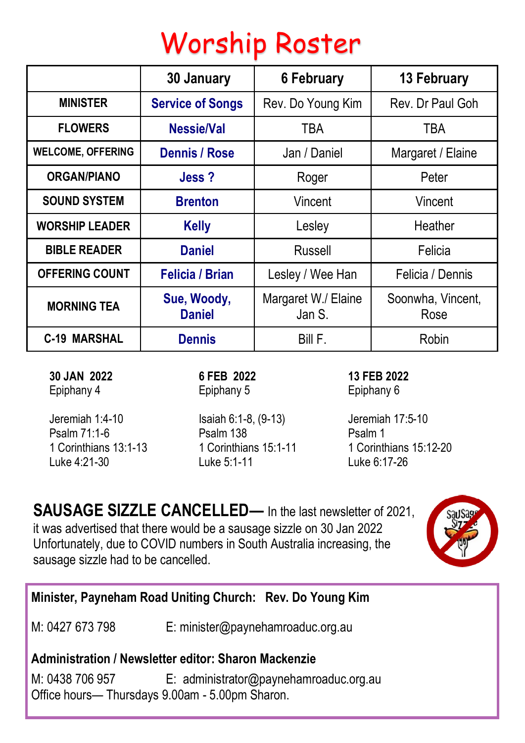# Worship Roster

| | 30 January | 6 February | 13 February |
|---|---|---|---|
| **MINISTER** | **Service of Songs** | Rev. Do Young Kim | Rev. Dr Paul Goh |
| **FLOWERS** | **Nessie/Val** | TBA | TBA |
| **WELCOME, OFFERING** | **Dennis / Rose** | Jan / Daniel | Margaret / Elaine |
| **ORGAN/PIANO** | **Jess ?** | Roger | Peter |
| **SOUND SYSTEM** | **Brenton** | Vincent | Vincent |
| **WORSHIP LEADER** | **Kelly** | Lesley | Heather |
| **BIBLE READER** | **Daniel** | Russell | Felicia |
| **OFFERING COUNT** | **Felicia / Brian** | Lesley / Wee Han | Felicia / Dennis |
| **MORNING TEA** | **Sue, Woody, Daniel** | Margaret W./ Elaine Jan S. | Soonwha, Vincent, Rose |
| **C-19 MARSHAL** | **Dennis** | Bill F. | Robin |

**30 JAN 2022**
Epiphany 4

Jeremiah 1:4-10
Psalm 71:1-6
1 Corinthians 13:1-13
Luke 4:21-30

**6 FEB 2022**
Epiphany 5

Isaiah 6:1-8, (9-13)
Psalm 138
1 Corinthians 15:1-11
Luke 5:1-11

**13 FEB 2022**
Epiphany 6

Jeremiah 17:5-10
Psalm 1
1 Corinthians 15:12-20
Luke 6:17-26

**SAUSAGE SIZZLE CANCELLED—** In the last newsletter of 2021, it was advertised that there would be a sausage sizzle on 30 Jan 2022 Unfortunately, due to COVID numbers in South Australia increasing, the sausage sizzle had to be cancelled.

**Minister, Payneham Road Uniting Church: Rev. Do Young Kim**

M: 0427 673 798 E: minister@paynehamroaduc.org.au

**Administration / Newsletter editor: Sharon Mackenzie**

M: 0438 706 957 E: administrator@paynehamroaduc.org.au
Office hours— Thursdays 9.00am - 5.00pm Sharon.